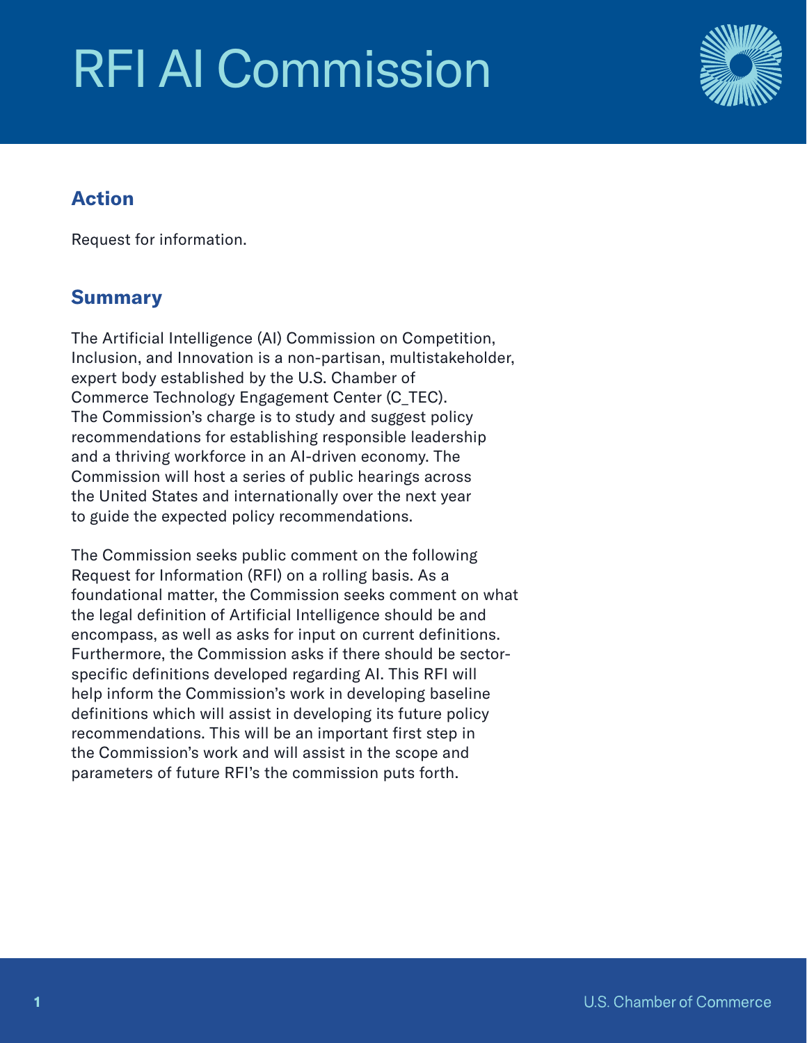# RFI AI Commission

## Action

Request for information.

## Summary

The Artificial Intelligence (AI) Commission on Competition, Inclusion, and Innovation is a non-partisan, multistakeholder, expert body established by the U.S. Chamber of Commerce Technology Engagement Center (C_TEC). The Commission's charge is to study and suggest policy recommendations for establishing responsible leadership and a thriving workforce in an AI-driven economy. The Commission will host a series of public hearings across the United States and internationally over the next year to guide the expected policy recommendations.

The Commission seeks public comment on the following Request for Information (RFI) on a rolling basis. As a foundational matter, the Commission seeks comment on what the legal definition of Artificial Intelligence should be and encompass, as well as asks for input on current definitions. Furthermore, the Commission asks if there should be sector-specific definitions developed regarding AI. This RFI will help inform the Commission's work in developing baseline definitions which will assist in developing its future policy recommendations. This will be an important first step in the Commission's work and will assist in the scope and parameters of future RFI's the commission puts forth.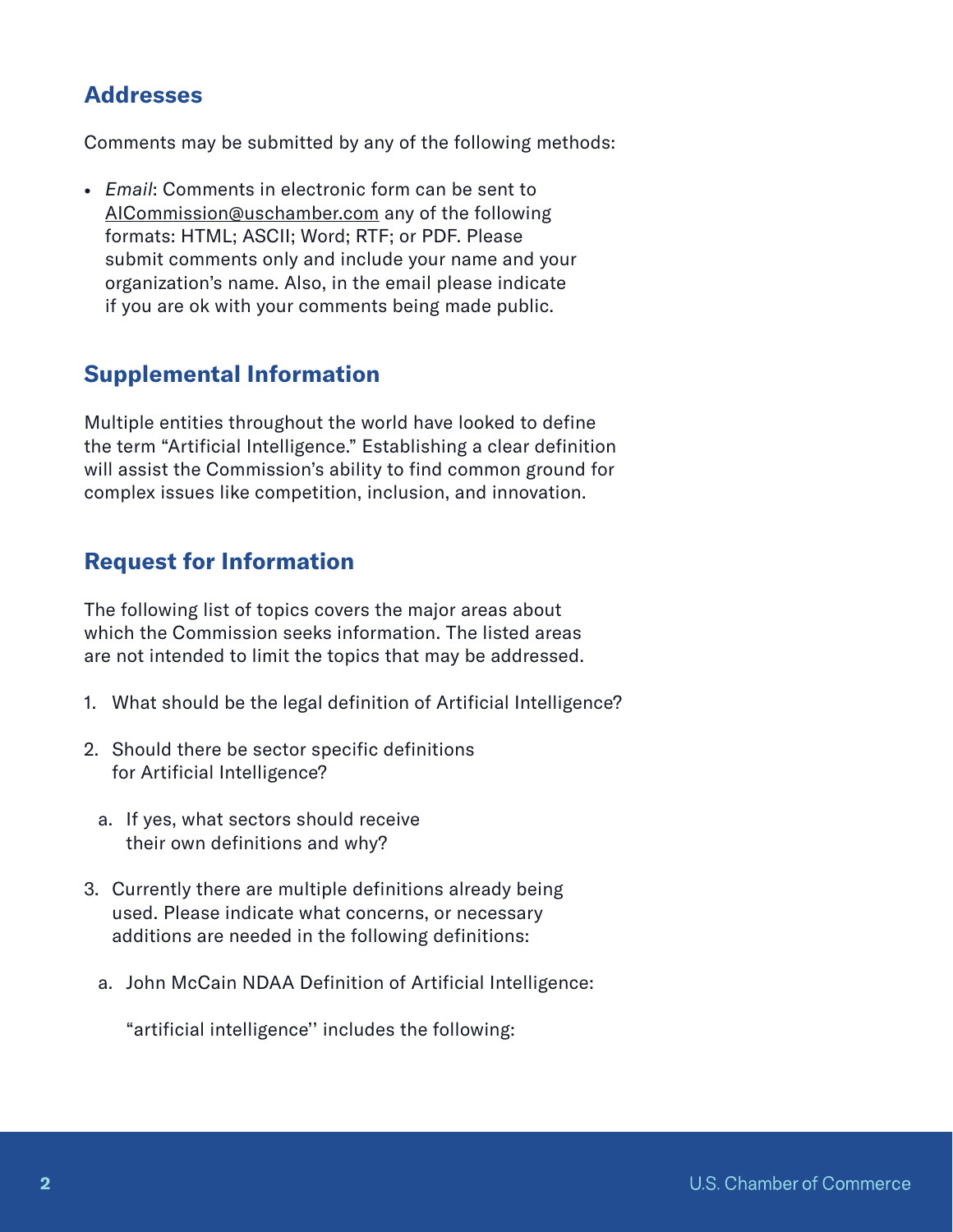## Addresses

Comments may be submitted by any of the following methods:

- *Email*: Comments in electronic form can be sent to AICommission@uschamber.com any of the following formats: HTML; ASCII; Word; RTF; or PDF. Please submit comments only and include your name and your organization's name. Also, in the email please indicate if you are ok with your comments being made public.

## Supplemental Information

Multiple entities throughout the world have looked to define the term "Artificial Intelligence." Establishing a clear definition will assist the Commission's ability to find common ground for complex issues like competition, inclusion, and innovation.

## Request for Information

The following list of topics covers the major areas about which the Commission seeks information. The listed areas are not intended to limit the topics that may be addressed.

1. What should be the legal definition of Artificial Intelligence?
2. Should there be sector specific definitions for Artificial Intelligence?
   a. If yes, what sectors should receive their own definitions and why?
3. Currently there are multiple definitions already being used. Please indicate what concerns, or necessary additions are needed in the following definitions:
   a. John McCain NDAA Definition of Artificial Intelligence:

      "artificial intelligence'' includes the following: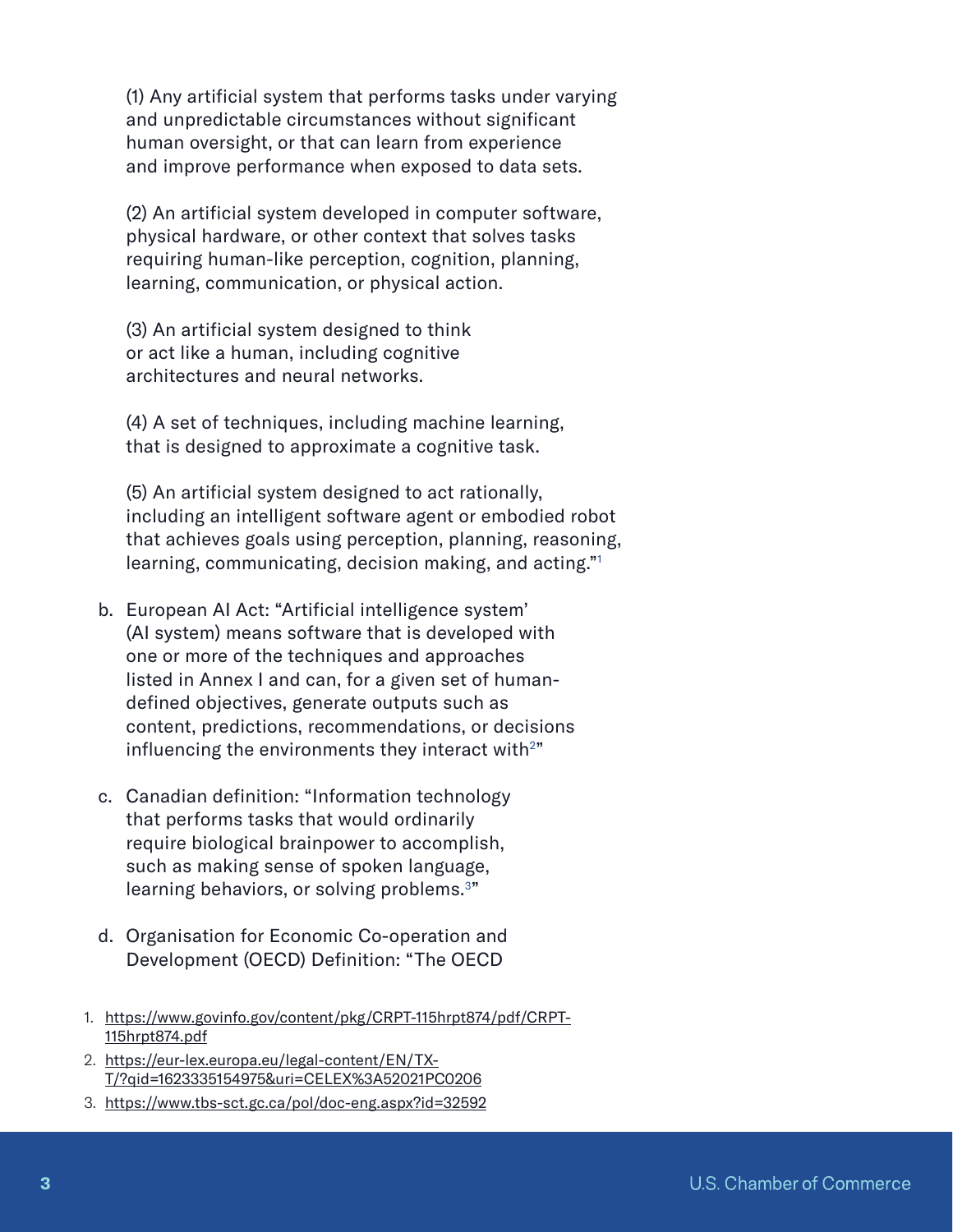(1) Any artificial system that performs tasks under varying and unpredictable circumstances without significant human oversight, or that can learn from experience and improve performance when exposed to data sets.

(2) An artificial system developed in computer software, physical hardware, or other context that solves tasks requiring human-like perception, cognition, planning, learning, communication, or physical action.

(3) An artificial system designed to think or act like a human, including cognitive architectures and neural networks.

(4) A set of techniques, including machine learning, that is designed to approximate a cognitive task.

(5) An artificial system designed to act rationally, including an intelligent software agent or embodied robot that achieves goals using perception, planning, reasoning, learning, communicating, decision making, and acting."[1]

b. European AI Act: "Artificial intelligence system' (AI system) means software that is developed with one or more of the techniques and approaches listed in Annex I and can, for a given set of human-defined objectives, generate outputs such as content, predictions, recommendations, or decisions influencing the environments they interact with[2]"

c. Canadian definition: "Information technology that performs tasks that would ordinarily require biological brainpower to accomplish, such as making sense of spoken language, learning behaviors, or solving problems.[3]"

d. Organisation for Economic Co-operation and Development (OECD) Definition: "The OECD

1. https://www.govinfo.gov/content/pkg/CRPT-115hrpt874/pdf/CRPT-115hrpt874.pdf
2. https://eur-lex.europa.eu/legal-content/EN/TXT/?qid=1623335154975&uri=CELEX%3A52021PC0206
3. https://www.tbs-sct.gc.ca/pol/doc-eng.aspx?id=32592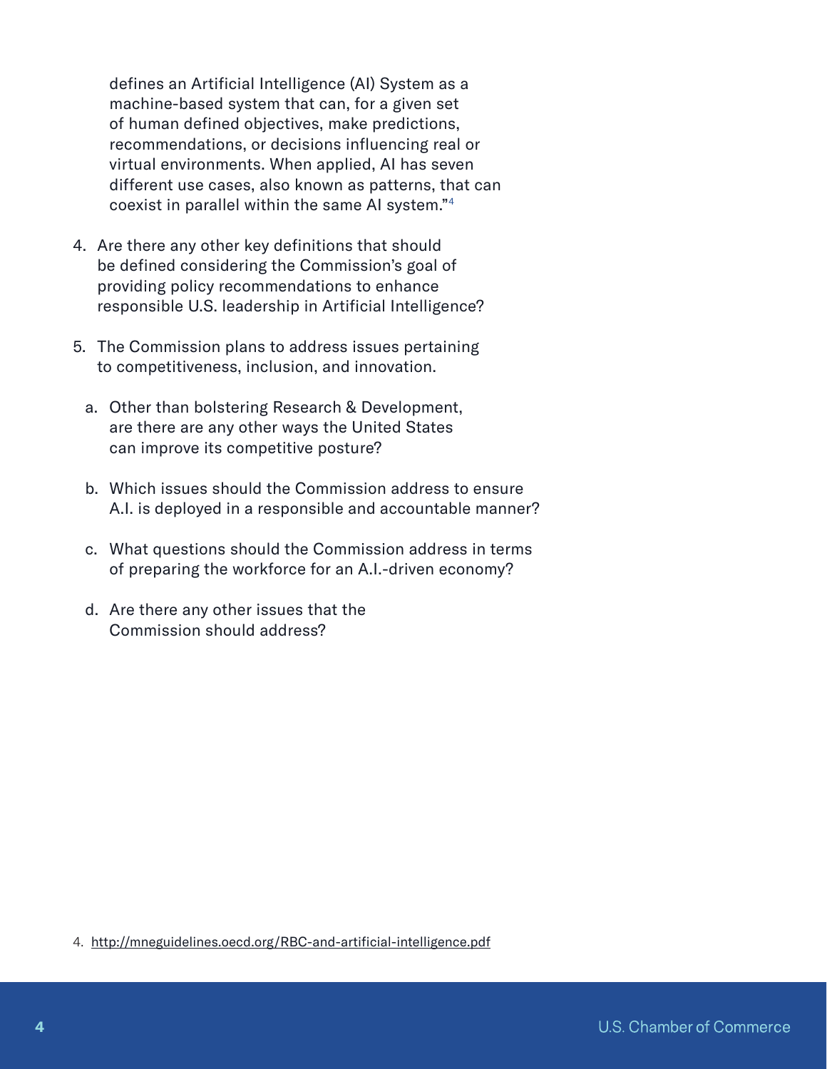defines an Artificial Intelligence (AI) System as a machine-based system that can, for a given set of human defined objectives, make predictions, recommendations, or decisions influencing real or virtual environments. When applied, AI has seven different use cases, also known as patterns, that can coexist in parallel within the same AI system."[4]

4. Are there any other key definitions that should be defined considering the Commission's goal of providing policy recommendations to enhance responsible U.S. leadership in Artificial Intelligence?

5. The Commission plans to address issues pertaining to competitiveness, inclusion, and innovation.

   a. Other than bolstering Research & Development, are there are any other ways the United States can improve its competitive posture?

   b. Which issues should the Commission address to ensure A.I. is deployed in a responsible and accountable manner?

   c. What questions should the Commission address in terms of preparing the workforce for an A.I.-driven economy?

   d. Are there any other issues that the Commission should address?

4. http://mneguidelines.oecd.org/RBC-and-artificial-intelligence.pdf